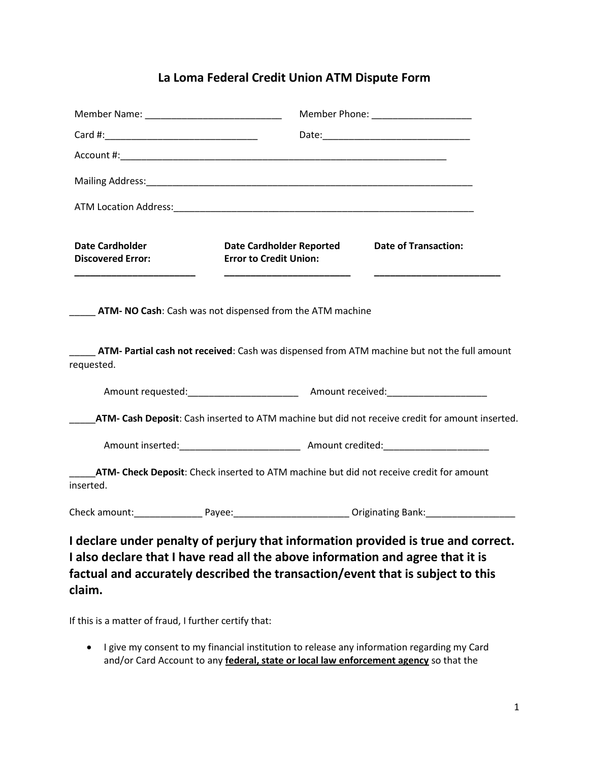# La Loma Federal Credit Union ATM Dispute Form

Member Name: ___________________________ Member Phone: ___________________

Card #:_____________________________ Date:_____________________________

Account #:_______________________________________________________________

Mailing Address:__________________________________________________________

ATM Location Address:______________________________________________________

| **Date Cardholder Discovered Error:** | **Date Cardholder Reported Error to Credit Union:** | **Date of Transaction:** |
|---|---|---|
| ________________________ | _________________________ | _________________________ |

_____ **ATM- NO Cash**: Cash was not dispensed from the ATM machine

_____ **ATM- Partial cash not received**: Cash was dispensed from ATM machine but not the full amount requested.

Amount requested:_____________________ Amount received:___________________

_____**ATM- Cash Deposit**: Cash inserted to ATM machine but did not receive credit for amount inserted.

Amount inserted:_______________________ Amount credited:____________________

_____**ATM- Check Deposit**: Check inserted to ATM machine but did not receive credit for amount inserted.

Check amount:_____________ Payee:______________________ Originating Bank:_________________

**I declare under penalty of perjury that information provided is true and correct. I also declare that I have read all the above information and agree that it is factual and accurately described the transaction/event that is subject to this claim.**

If this is a matter of fraud, I further certify that:

- I give my consent to my financial institution to release any information regarding my Card and/or Card Account to any **federal, state or local law enforcement agency** so that the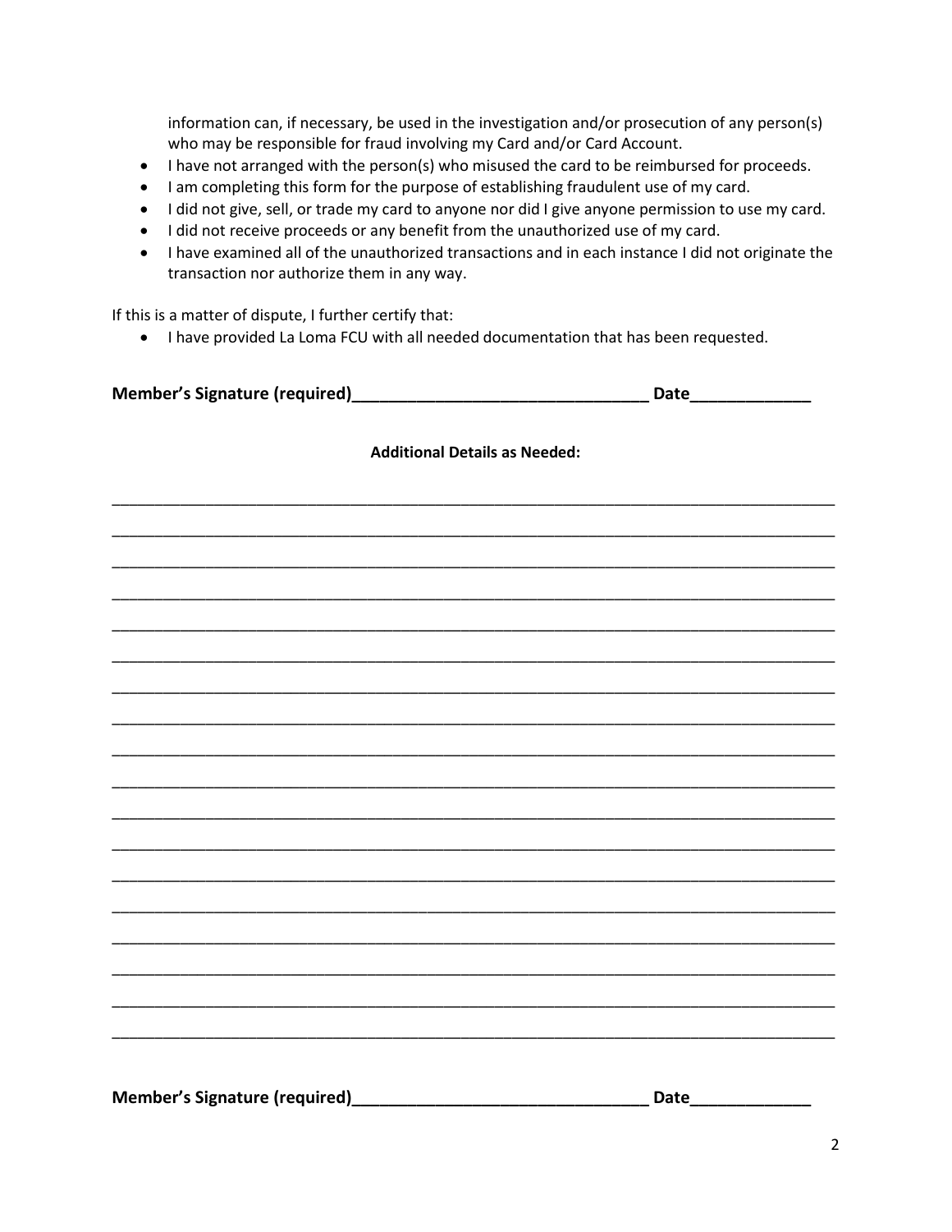information can, if necessary, be used in the investigation and/or prosecution of any person(s) who may be responsible for fraud involving my Card and/or Card Account.

- I have not arranged with the person(s) who misused the card to be reimbursed for proceeds.
- I am completing this form for the purpose of establishing fraudulent use of my card.
- I did not give, sell, or trade my card to anyone nor did I give anyone permission to use my card.
- I did not receive proceeds or any benefit from the unauthorized use of my card.
- I have examined all of the unauthorized transactions and in each instance I did not originate the transaction nor authorize them in any way.

If this is a matter of dispute, I further certify that:

- I have provided La Loma FCU with all needed documentation that has been requested.

**Member's Signature (required)________________________________ Date_____________**

**Additional Details as Needed:**

_____________________________________________________________________________________

_____________________________________________________________________________________

_____________________________________________________________________________________

_____________________________________________________________________________________

_____________________________________________________________________________________

_____________________________________________________________________________________

_____________________________________________________________________________________

_____________________________________________________________________________________

_____________________________________________________________________________________

_____________________________________________________________________________________

_____________________________________________________________________________________

_____________________________________________________________________________________

_____________________________________________________________________________________

_____________________________________________________________________________________

_____________________________________________________________________________________

_____________________________________________________________________________________

_____________________________________________________________________________________

_____________________________________________________________________________________

**Member's Signature (required)________________________________ Date_____________**